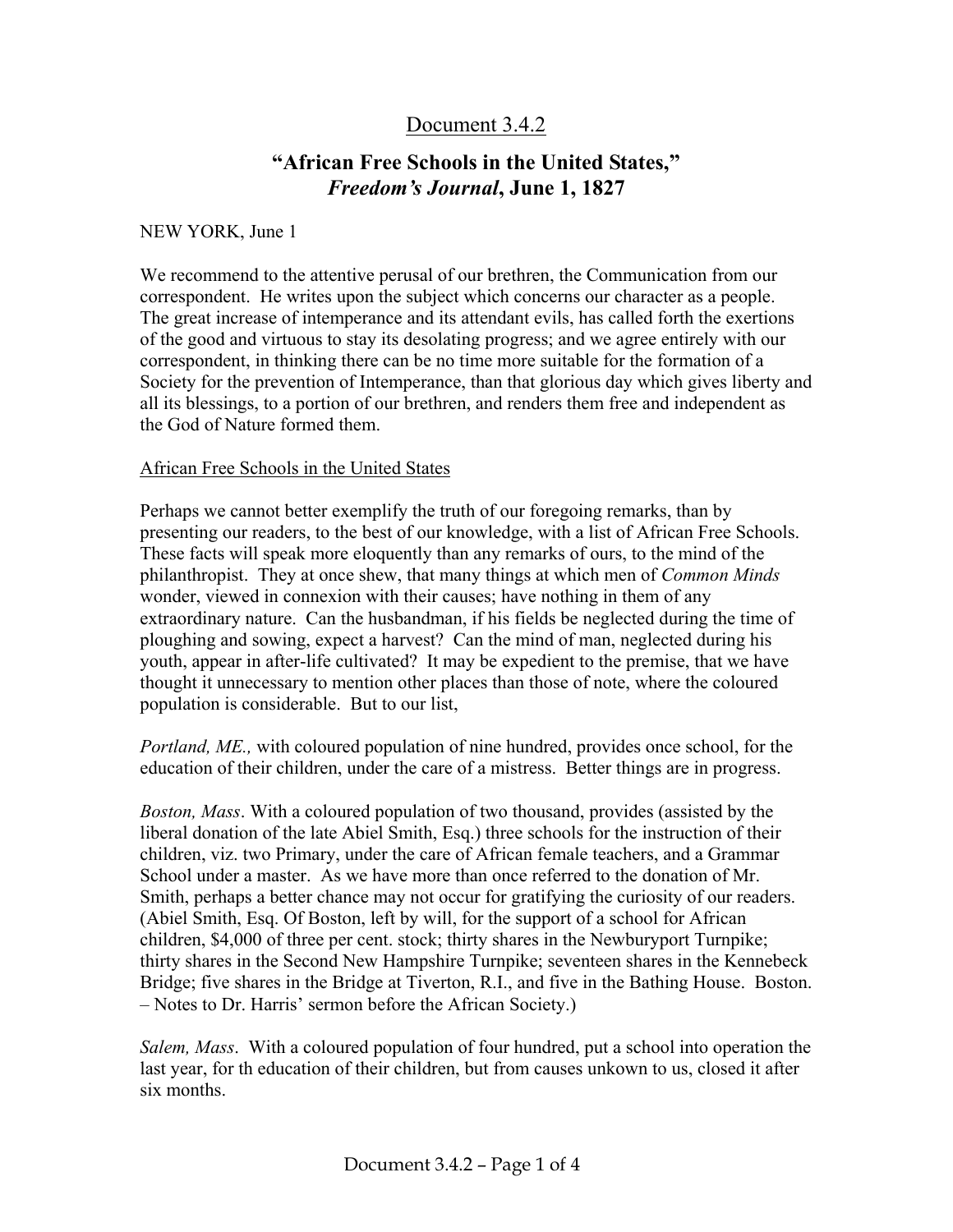# Document 3.4.2

## "African Free Schools in the United States," *Freedom's Journal*, June 1, 1827

NEW YORK, June 1

We recommend to the attentive perusal of our brethren, the Communication from our correspondent. He writes upon the subject which concerns our character as a people. The great increase of intemperance and its attendant evils, has called forth the exertions of the good and virtuous to stay its desolating progress; and we agree entirely with our correspondent, in thinking there can be no time more suitable for the formation of a Society for the prevention of Intemperance, than that glorious day which gives liberty and all its blessings, to a portion of our brethren, and renders them free and independent as the God of Nature formed them.

African Free Schools in the United States

Perhaps we cannot better exemplify the truth of our foregoing remarks, than by presenting our readers, to the best of our knowledge, with a list of African Free Schools. These facts will speak more eloquently than any remarks of ours, to the mind of the philanthropist. They at once shew, that many things at which men of *Common Minds* wonder, viewed in connexion with their causes; have nothing in them of any extraordinary nature. Can the husbandman, if his fields be neglected during the time of ploughing and sowing, expect a harvest? Can the mind of man, neglected during his youth, appear in after-life cultivated? It may be expedient to the premise, that we have thought it unnecessary to mention other places than those of note, where the coloured population is considerable. But to our list,

*Portland, ME.,* with coloured population of nine hundred, provides once school, for the education of their children, under the care of a mistress. Better things are in progress.

*Boston, Mass*. With a coloured population of two thousand, provides (assisted by the liberal donation of the late Abiel Smith, Esq.) three schools for the instruction of their children, viz. two Primary, under the care of African female teachers, and a Grammar School under a master. As we have more than once referred to the donation of Mr. Smith, perhaps a better chance may not occur for gratifying the curiosity of our readers. (Abiel Smith, Esq. Of Boston, left by will, for the support of a school for African children, $4,000 of three per cent. stock; thirty shares in the Newburyport Turnpike; thirty shares in the Second New Hampshire Turnpike; seventeen shares in the Kennebeck Bridge; five shares in the Bridge at Tiverton, R.I., and five in the Bathing House. Boston. – Notes to Dr. Harris' sermon before the African Society.)

*Salem, Mass*. With a coloured population of four hundred, put a school into operation the last year, for th education of their children, but from causes unkown to us, closed it after six months.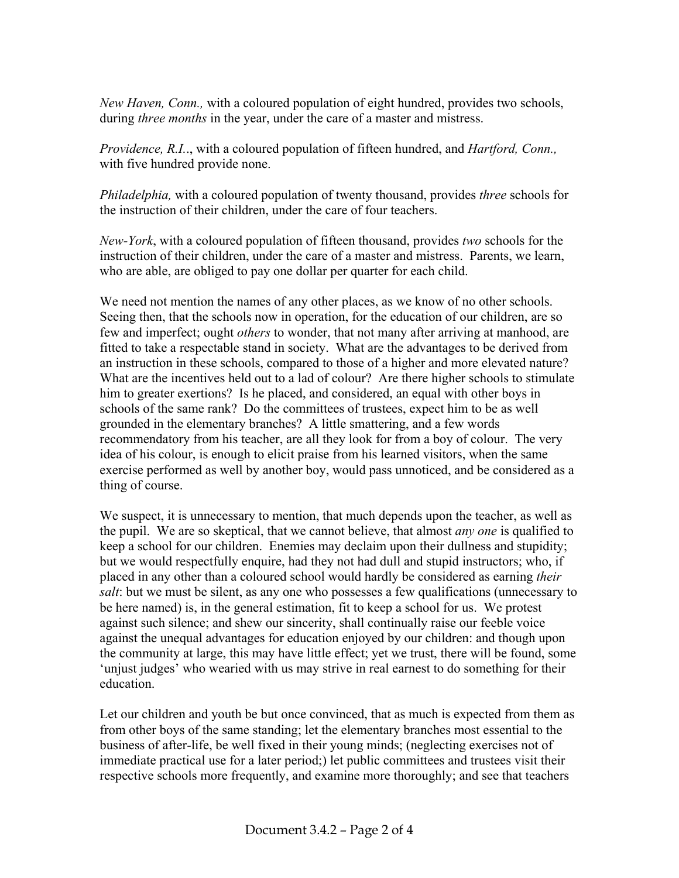*New Haven, Conn.,* with a coloured population of eight hundred, provides two schools, during *three months* in the year, under the care of a master and mistress.

*Providence, R.I.*., with a coloured population of fifteen hundred, and *Hartford, Conn.,* with five hundred provide none.

*Philadelphia,* with a coloured population of twenty thousand, provides *three* schools for the instruction of their children, under the care of four teachers.

*New-York*, with a coloured population of fifteen thousand, provides *two* schools for the instruction of their children, under the care of a master and mistress. Parents, we learn, who are able, are obliged to pay one dollar per quarter for each child.

We need not mention the names of any other places, as we know of no other schools. Seeing then, that the schools now in operation, for the education of our children, are so few and imperfect; ought *others* to wonder, that not many after arriving at manhood, are fitted to take a respectable stand in society. What are the advantages to be derived from an instruction in these schools, compared to those of a higher and more elevated nature? What are the incentives held out to a lad of colour? Are there higher schools to stimulate him to greater exertions? Is he placed, and considered, an equal with other boys in schools of the same rank? Do the committees of trustees, expect him to be as well grounded in the elementary branches? A little smattering, and a few words recommendatory from his teacher, are all they look for from a boy of colour. The very idea of his colour, is enough to elicit praise from his learned visitors, when the same exercise performed as well by another boy, would pass unnoticed, and be considered as a thing of course.

We suspect, it is unnecessary to mention, that much depends upon the teacher, as well as the pupil. We are so skeptical, that we cannot believe, that almost *any one* is qualified to keep a school for our children. Enemies may declaim upon their dullness and stupidity; but we would respectfully enquire, had they not had dull and stupid instructors; who, if placed in any other than a coloured school would hardly be considered as earning *their salt*: but we must be silent, as any one who possesses a few qualifications (unnecessary to be here named) is, in the general estimation, fit to keep a school for us. We protest against such silence; and shew our sincerity, shall continually raise our feeble voice against the unequal advantages for education enjoyed by our children: and though upon the community at large, this may have little effect; yet we trust, there will be found, some 'unjust judges' who wearied with us may strive in real earnest to do something for their education.

Let our children and youth be but once convinced, that as much is expected from them as from other boys of the same standing; let the elementary branches most essential to the business of after-life, be well fixed in their young minds; (neglecting exercises not of immediate practical use for a later period;) let public committees and trustees visit their respective schools more frequently, and examine more thoroughly; and see that teachers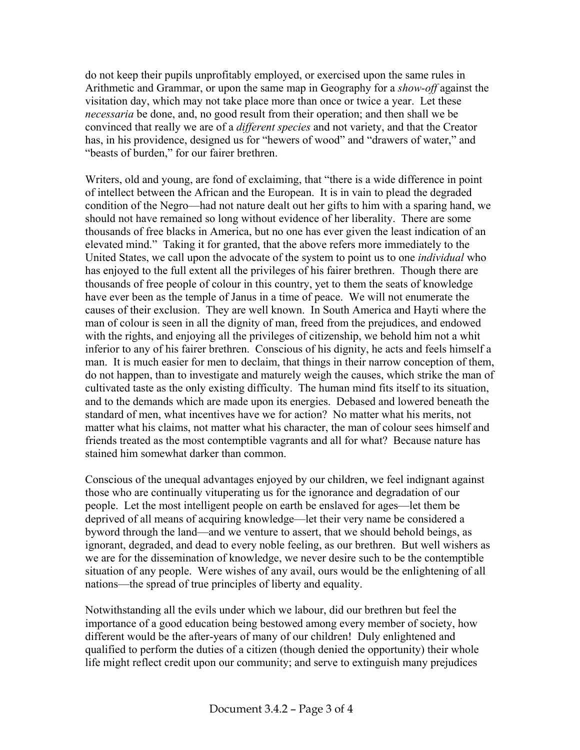do not keep their pupils unprofitably employed, or exercised upon the same rules in Arithmetic and Grammar, or upon the same map in Geography for a *show-off* against the visitation day, which may not take place more than once or twice a year. Let these *necessaria* be done, and, no good result from their operation; and then shall we be convinced that really we are of a *different species* and not variety, and that the Creator has, in his providence, designed us for "hewers of wood" and "drawers of water," and "beasts of burden," for our fairer brethren.

Writers, old and young, are fond of exclaiming, that "there is a wide difference in point of intellect between the African and the European. It is in vain to plead the degraded condition of the Negro—had not nature dealt out her gifts to him with a sparing hand, we should not have remained so long without evidence of her liberality. There are some thousands of free blacks in America, but no one has ever given the least indication of an elevated mind." Taking it for granted, that the above refers more immediately to the United States, we call upon the advocate of the system to point us to one *individual* who has enjoyed to the full extent all the privileges of his fairer brethren. Though there are thousands of free people of colour in this country, yet to them the seats of knowledge have ever been as the temple of Janus in a time of peace. We will not enumerate the causes of their exclusion. They are well known. In South America and Hayti where the man of colour is seen in all the dignity of man, freed from the prejudices, and endowed with the rights, and enjoying all the privileges of citizenship, we behold him not a whit inferior to any of his fairer brethren. Conscious of his dignity, he acts and feels himself a man. It is much easier for men to declaim, that things in their narrow conception of them, do not happen, than to investigate and maturely weigh the causes, which strike the man of cultivated taste as the only existing difficulty. The human mind fits itself to its situation, and to the demands which are made upon its energies. Debased and lowered beneath the standard of men, what incentives have we for action? No matter what his merits, not matter what his claims, not matter what his character, the man of colour sees himself and friends treated as the most contemptible vagrants and all for what? Because nature has stained him somewhat darker than common.

Conscious of the unequal advantages enjoyed by our children, we feel indignant against those who are continually vituperating us for the ignorance and degradation of our people. Let the most intelligent people on earth be enslaved for ages—let them be deprived of all means of acquiring knowledge—let their very name be considered a byword through the land—and we venture to assert, that we should behold beings, as ignorant, degraded, and dead to every noble feeling, as our brethren. But well wishers as we are for the dissemination of knowledge, we never desire such to be the contemptible situation of any people. Were wishes of any avail, ours would be the enlightening of all nations—the spread of true principles of liberty and equality.

Notwithstanding all the evils under which we labour, did our brethren but feel the importance of a good education being bestowed among every member of society, how different would be the after-years of many of our children! Duly enlightened and qualified to perform the duties of a citizen (though denied the opportunity) their whole life might reflect credit upon our community; and serve to extinguish many prejudices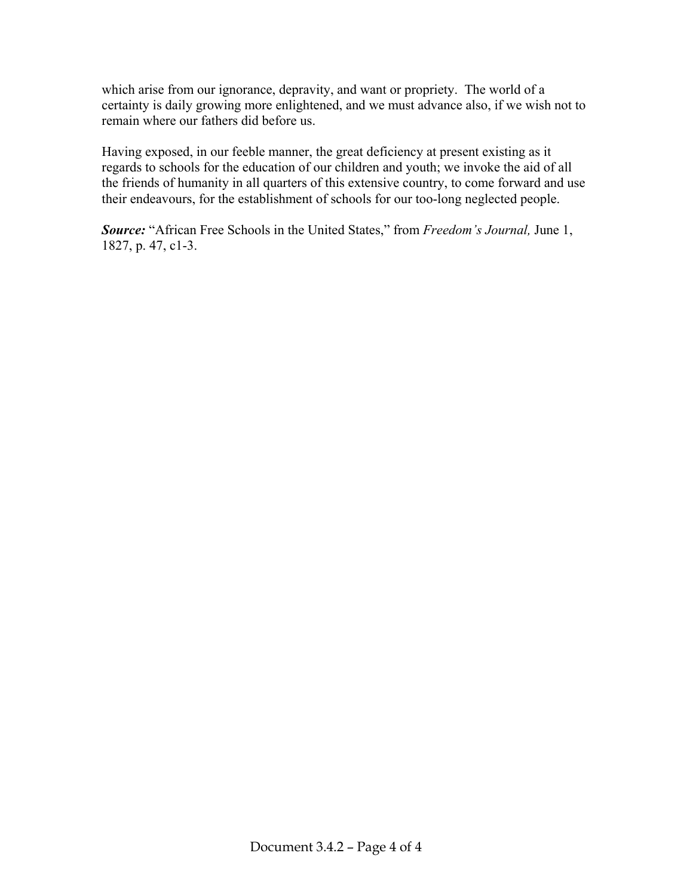which arise from our ignorance, depravity, and want or propriety. The world of a certainty is daily growing more enlightened, and we must advance also, if we wish not to remain where our fathers did before us.

Having exposed, in our feeble manner, the great deficiency at present existing as it regards to schools for the education of our children and youth; we invoke the aid of all the friends of humanity in all quarters of this extensive country, to come forward and use their endeavours, for the establishment of schools for our too-long neglected people.

***Source:*** "African Free Schools in the United States," from *Freedom's Journal,* June 1, 1827, p. 47, c1-3.